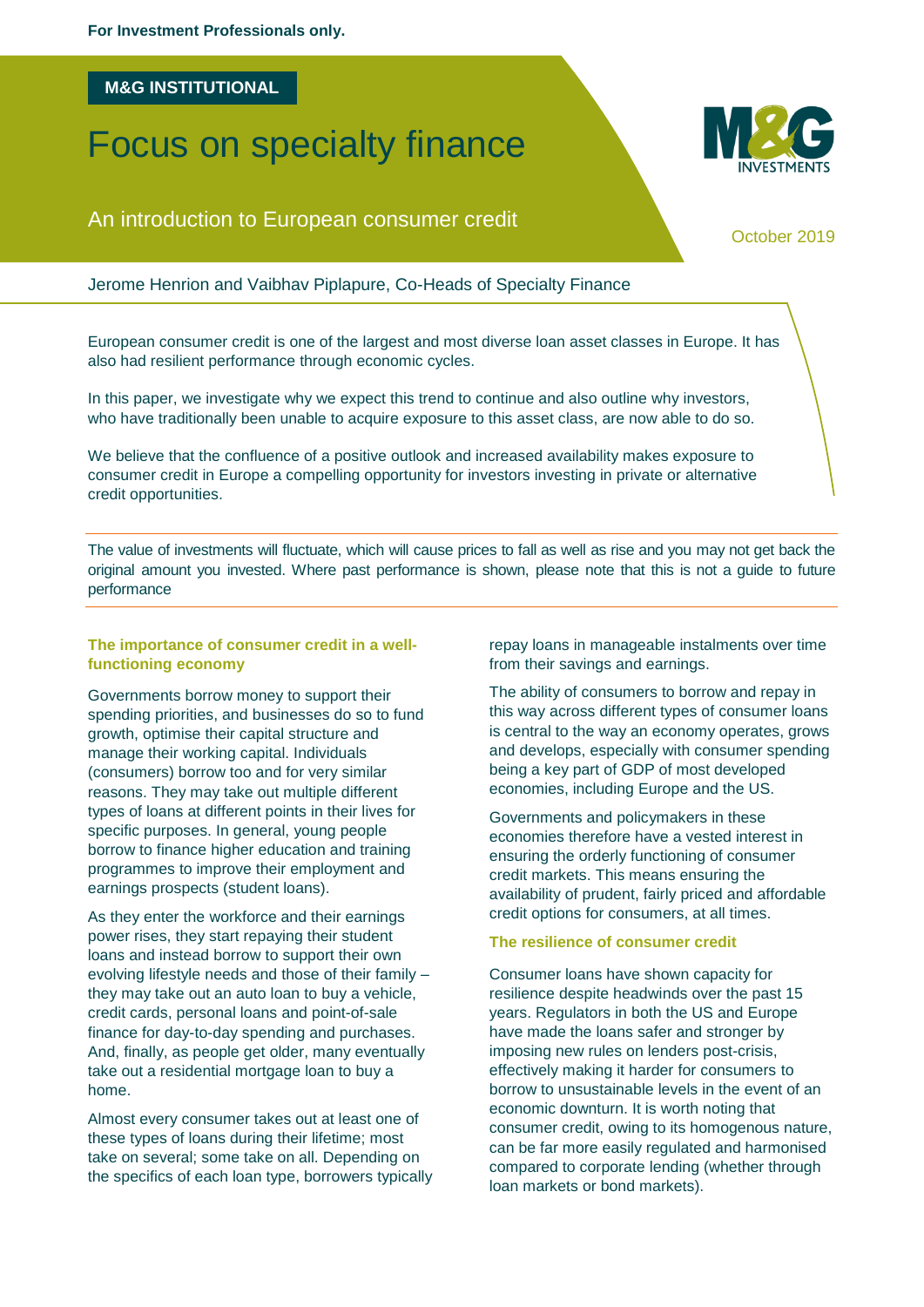For Investment Professionals only.

**M&G INSTITUTIONAL**

# Focus on specialty finance

## An introduction to European consumer credit

October 2019

Jerome Henrion and Vaibhav Piplapure, Co-Heads of Specialty Finance

European consumer credit is one of the largest and most diverse loan asset classes in Europe. It has also had resilient performance through economic cycles.

In this paper, we investigate why we expect this trend to continue and also outline why investors, who have traditionally been unable to acquire exposure to this asset class, are now able to do so.

We believe that the confluence of a positive outlook and increased availability makes exposure to consumer credit in Europe a compelling opportunity for investors investing in private or alternative credit opportunities.

The value of investments will fluctuate, which will cause prices to fall as well as rise and you may not get back the original amount you invested. Where past performance is shown, please note that this is not a guide to future performance

### The importance of consumer credit in a well-functioning economy

Governments borrow money to support their spending priorities, and businesses do so to fund growth, optimise their capital structure and manage their working capital. Individuals (consumers) borrow too and for very similar reasons. They may take out multiple different types of loans at different points in their lives for specific purposes. In general, young people borrow to finance higher education and training programmes to improve their employment and earnings prospects (student loans).

As they enter the workforce and their earnings power rises, they start repaying their student loans and instead borrow to support their own evolving lifestyle needs and those of their family – they may take out an auto loan to buy a vehicle, credit cards, personal loans and point-of-sale finance for day-to-day spending and purchases. And, finally, as people get older, many eventually take out a residential mortgage loan to buy a home.

Almost every consumer takes out at least one of these types of loans during their lifetime; most take on several; some take on all. Depending on the specifics of each loan type, borrowers typically repay loans in manageable instalments over time from their savings and earnings.

The ability of consumers to borrow and repay in this way across different types of consumer loans is central to the way an economy operates, grows and develops, especially with consumer spending being a key part of GDP of most developed economies, including Europe and the US.

Governments and policymakers in these economies therefore have a vested interest in ensuring the orderly functioning of consumer credit markets. This means ensuring the availability of prudent, fairly priced and affordable credit options for consumers, at all times.

### The resilience of consumer credit

Consumer loans have shown capacity for resilience despite headwinds over the past 15 years. Regulators in both the US and Europe have made the loans safer and stronger by imposing new rules on lenders post-crisis, effectively making it harder for consumers to borrow to unsustainable levels in the event of an economic downturn. It is worth noting that consumer credit, owing to its homogenous nature, can be far more easily regulated and harmonised compared to corporate lending (whether through loan markets or bond markets).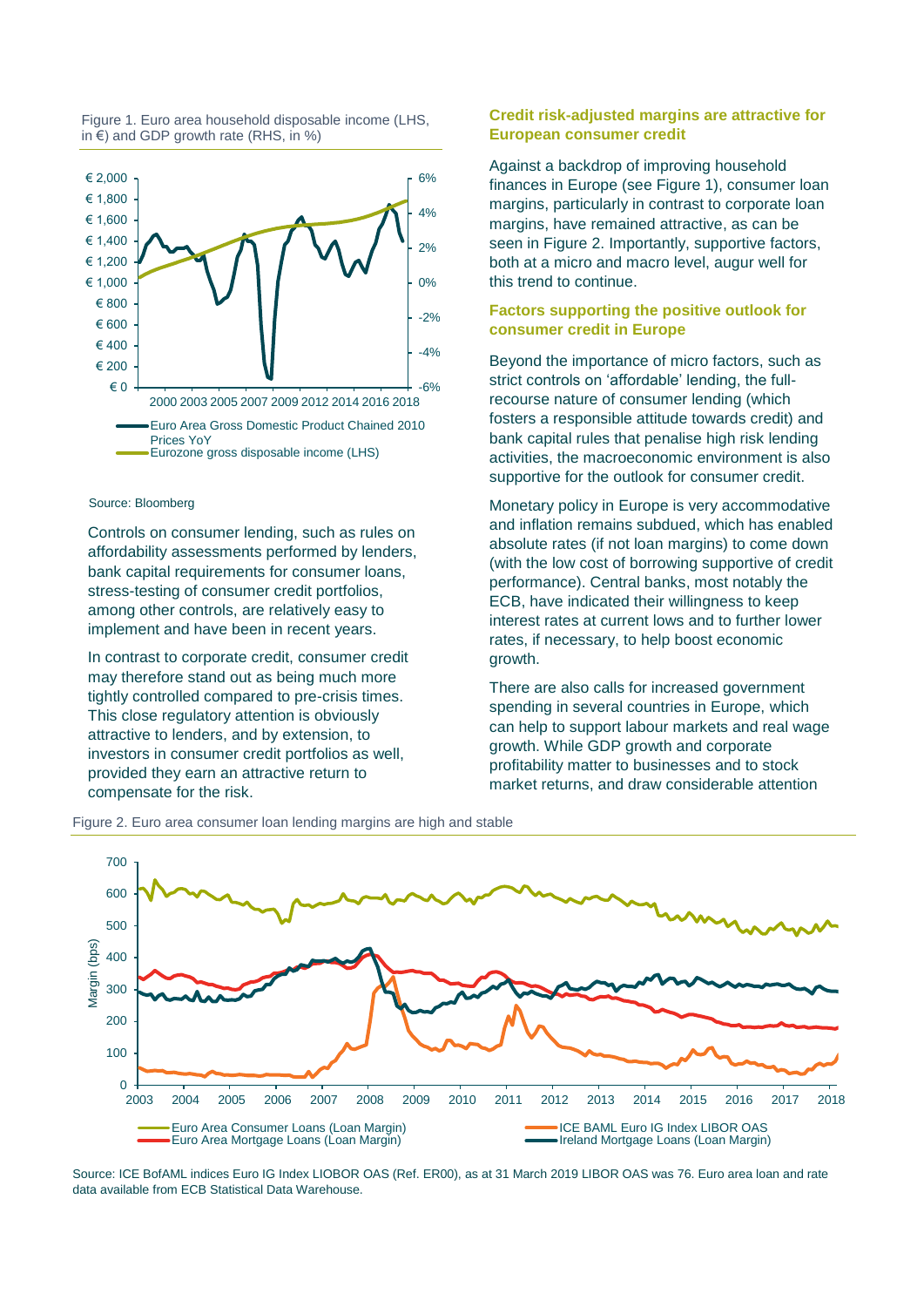Figure 1. Euro area household disposable income (LHS, in €) and GDP growth rate (RHS, in %)

Source: Bloomberg

Controls on consumer lending, such as rules on affordability assessments performed by lenders, bank capital requirements for consumer loans, stress-testing of consumer credit portfolios, among other controls, are relatively easy to implement and have been in recent years.

In contrast to corporate credit, consumer credit may therefore stand out as being much more tightly controlled compared to pre-crisis times. This close regulatory attention is obviously attractive to lenders, and by extension, to investors in consumer credit portfolios as well, provided they earn an attractive return to compensate for the risk.

## Credit risk-adjusted margins are attractive for European consumer credit

Against a backdrop of improving household finances in Europe (see Figure 1), consumer loan margins, particularly in contrast to corporate loan margins, have remained attractive, as can be seen in Figure 2. Importantly, supportive factors, both at a micro and macro level, augur well for this trend to continue.

## Factors supporting the positive outlook for consumer credit in Europe

Beyond the importance of micro factors, such as strict controls on 'affordable' lending, the full-recourse nature of consumer lending (which fosters a responsible attitude towards credit) and bank capital rules that penalise high risk lending activities, the macroeconomic environment is also supportive for the outlook for consumer credit.

Monetary policy in Europe is very accommodative and inflation remains subdued, which has enabled absolute rates (if not loan margins) to come down (with the low cost of borrowing supportive of credit performance). Central banks, most notably the ECB, have indicated their willingness to keep interest rates at current lows and to further lower rates, if necessary, to help boost economic growth.

There are also calls for increased government spending in several countries in Europe, which can help to support labour markets and real wage growth. While GDP growth and corporate profitability matter to businesses and to stock market returns, and draw considerable attention

Figure 2. Euro area consumer loan lending margins are high and stable

Source: ICE BofAML indices Euro IG Index LIOBOR OAS (Ref. ER00), as at 31 March 2019 LIBOR OAS was 76. Euro area loan and rate data available from ECB Statistical Data Warehouse.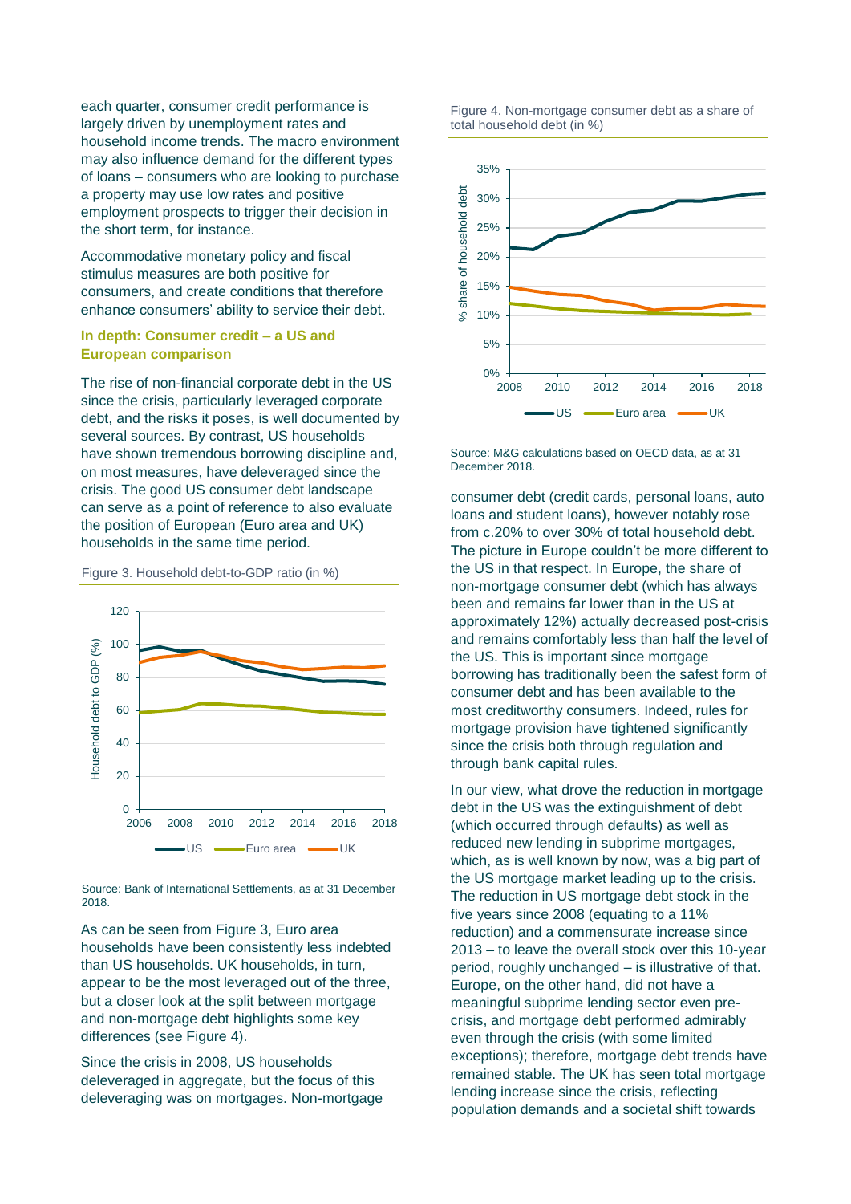each quarter, consumer credit performance is largely driven by unemployment rates and household income trends. The macro environment may also influence demand for the different types of loans – consumers who are looking to purchase a property may use low rates and positive employment prospects to trigger their decision in the short term, for instance.

Accommodative monetary policy and fiscal stimulus measures are both positive for consumers, and create conditions that therefore enhance consumers' ability to service their debt.

### In depth: Consumer credit – a US and European comparison

The rise of non-financial corporate debt in the US since the crisis, particularly leveraged corporate debt, and the risks it poses, is well documented by several sources. By contrast, US households have shown tremendous borrowing discipline and, on most measures, have deleveraged since the crisis. The good US consumer debt landscape can serve as a point of reference to also evaluate the position of European (Euro area and UK) households in the same time period.

Figure 3. Household debt-to-GDP ratio (in %)

Source: Bank of International Settlements, as at 31 December 2018.

As can be seen from Figure 3, Euro area households have been consistently less indebted than US households. UK households, in turn, appear to be the most leveraged out of the three, but a closer look at the split between mortgage and non-mortgage debt highlights some key differences (see Figure 4).

Since the crisis in 2008, US households deleveraged in aggregate, but the focus of this deleveraging was on mortgages. Non-mortgage consumer debt (credit cards, personal loans, auto loans and student loans), however notably rose from c.20% to over 30% of total household debt. The picture in Europe couldn't be more different to the US in that respect. In Europe, the share of non-mortgage consumer debt (which has always been and remains far lower than in the US at approximately 12%) actually decreased post-crisis and remains comfortably less than half the level of the US. This is important since mortgage borrowing has traditionally been the safest form of consumer debt and has been available to the most creditworthy consumers. Indeed, rules for mortgage provision have tightened significantly since the crisis both through regulation and through bank capital rules.

Figure 4. Non-mortgage consumer debt as a share of total household debt (in %)

Source: M&G calculations based on OECD data, as at 31 December 2018.

In our view, what drove the reduction in mortgage debt in the US was the extinguishment of debt (which occurred through defaults) as well as reduced new lending in subprime mortgages, which, as is well known by now, was a big part of the US mortgage market leading up to the crisis. The reduction in US mortgage debt stock in the five years since 2008 (equating to a 11% reduction) and a commensurate increase since 2013 – to leave the overall stock over this 10-year period, roughly unchanged – is illustrative of that. Europe, on the other hand, did not have a meaningful subprime lending sector even pre-crisis, and mortgage debt performed admirably even through the crisis (with some limited exceptions); therefore, mortgage debt trends have remained stable. The UK has seen total mortgage lending increase since the crisis, reflecting population demands and a societal shift towards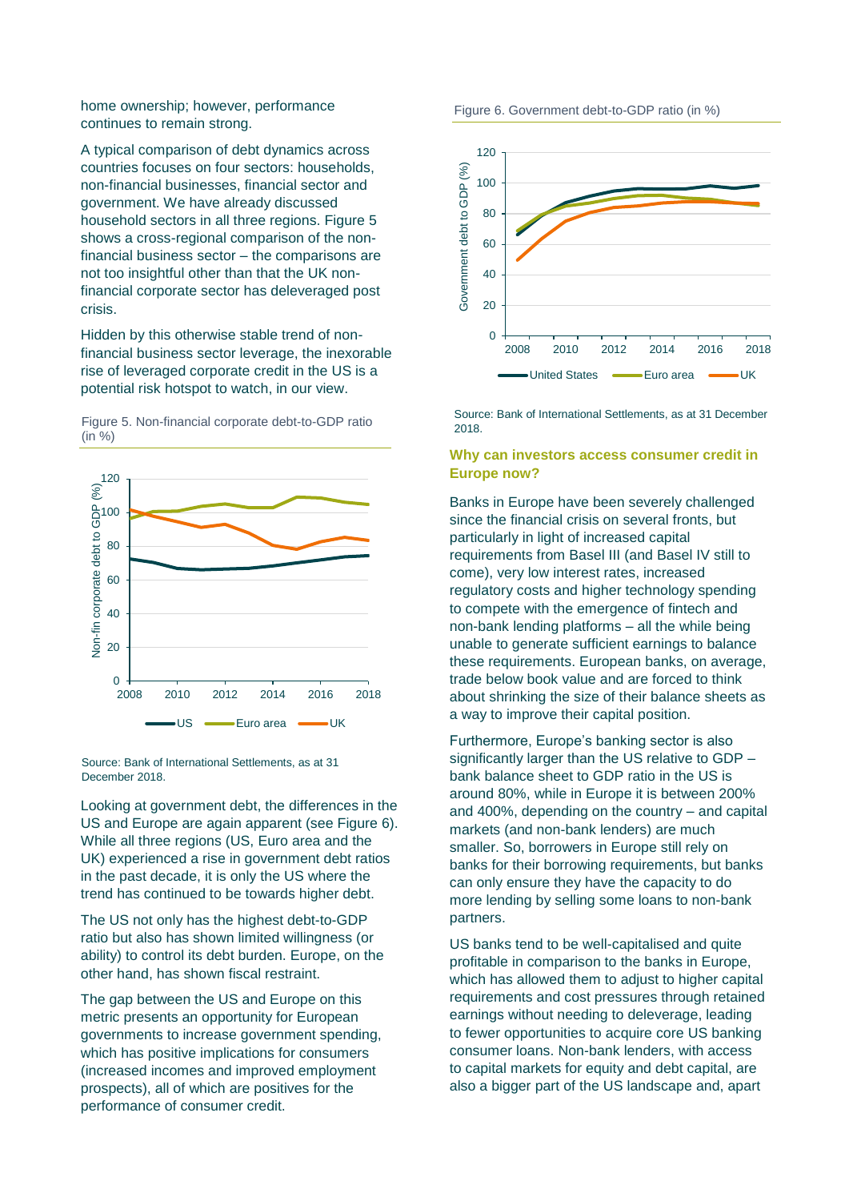home ownership; however, performance continues to remain strong.

A typical comparison of debt dynamics across countries focuses on four sectors: households, non-financial businesses, financial sector and government. We have already discussed household sectors in all three regions. Figure 5 shows a cross-regional comparison of the non-financial business sector – the comparisons are not too insightful other than that the UK non-financial corporate sector has deleveraged post crisis.

Hidden by this otherwise stable trend of non-financial business sector leverage, the inexorable rise of leveraged corporate credit in the US is a potential risk hotspot to watch, in our view.

Figure 5. Non-financial corporate debt-to-GDP ratio (in %)

Source: Bank of International Settlements, as at 31 December 2018.

Looking at government debt, the differences in the US and Europe are again apparent (see Figure 6). While all three regions (US, Euro area and the UK) experienced a rise in government debt ratios in the past decade, it is only the US where the trend has continued to be towards higher debt.

The US not only has the highest debt-to-GDP ratio but also has shown limited willingness (or ability) to control its debt burden. Europe, on the other hand, has shown fiscal restraint.

The gap between the US and Europe on this metric presents an opportunity for European governments to increase government spending, which has positive implications for consumers (increased incomes and improved employment prospects), all of which are positives for the performance of consumer credit.

Figure 6. Government debt-to-GDP ratio (in %)

Source: Bank of International Settlements, as at 31 December 2018.

### Why can investors access consumer credit in Europe now?

Banks in Europe have been severely challenged since the financial crisis on several fronts, but particularly in light of increased capital requirements from Basel III (and Basel IV still to come), very low interest rates, increased regulatory costs and higher technology spending to compete with the emergence of fintech and non-bank lending platforms – all the while being unable to generate sufficient earnings to balance these requirements. European banks, on average, trade below book value and are forced to think about shrinking the size of their balance sheets as a way to improve their capital position.

Furthermore, Europe's banking sector is also significantly larger than the US relative to GDP – bank balance sheet to GDP ratio in the US is around 80%, while in Europe it is between 200% and 400%, depending on the country – and capital markets (and non-bank lenders) are much smaller. So, borrowers in Europe still rely on banks for their borrowing requirements, but banks can only ensure they have the capacity to do more lending by selling some loans to non-bank partners.

US banks tend to be well-capitalised and quite profitable in comparison to the banks in Europe, which has allowed them to adjust to higher capital requirements and cost pressures through retained earnings without needing to deleverage, leading to fewer opportunities to acquire core US banking consumer loans. Non-bank lenders, with access to capital markets for equity and debt capital, are also a bigger part of the US landscape and, apart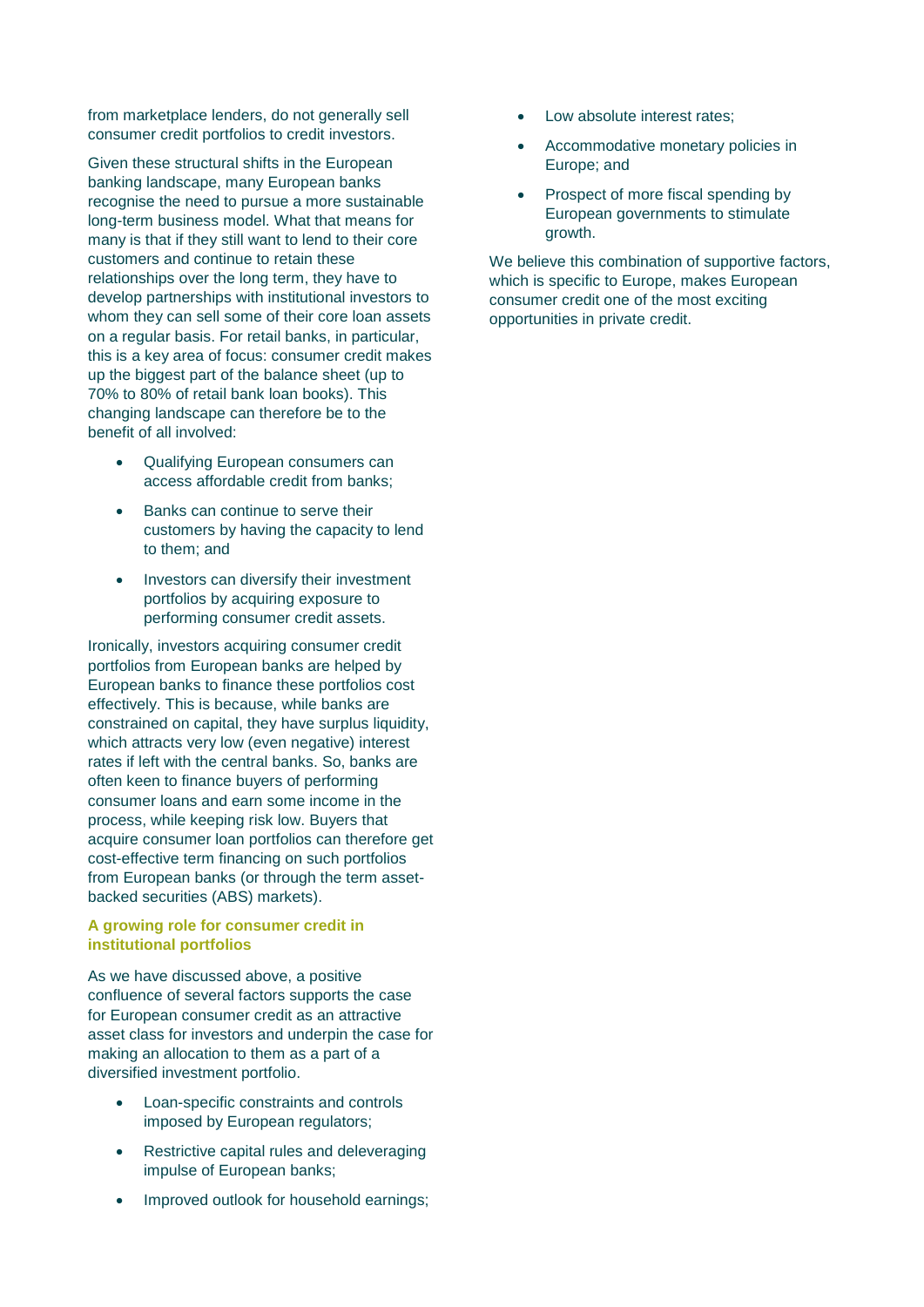from marketplace lenders, do not generally sell consumer credit portfolios to credit investors.

Given these structural shifts in the European banking landscape, many European banks recognise the need to pursue a more sustainable long-term business model. What that means for many is that if they still want to lend to their core customers and continue to retain these relationships over the long term, they have to develop partnerships with institutional investors to whom they can sell some of their core loan assets on a regular basis. For retail banks, in particular, this is a key area of focus: consumer credit makes up the biggest part of the balance sheet (up to 70% to 80% of retail bank loan books). This changing landscape can therefore be to the benefit of all involved:

- Qualifying European consumers can access affordable credit from banks;
- Banks can continue to serve their customers by having the capacity to lend to them; and
- Investors can diversify their investment portfolios by acquiring exposure to performing consumer credit assets.

Ironically, investors acquiring consumer credit portfolios from European banks are helped by European banks to finance these portfolios cost effectively. This is because, while banks are constrained on capital, they have surplus liquidity, which attracts very low (even negative) interest rates if left with the central banks. So, banks are often keen to finance buyers of performing consumer loans and earn some income in the process, while keeping risk low. Buyers that acquire consumer loan portfolios can therefore get cost-effective term financing on such portfolios from European banks (or through the term asset-backed securities (ABS) markets).

**A growing role for consumer credit in institutional portfolios**

As we have discussed above, a positive confluence of several factors supports the case for European consumer credit as an attractive asset class for investors and underpin the case for making an allocation to them as a part of a diversified investment portfolio.

- Loan-specific constraints and controls imposed by European regulators;
- Restrictive capital rules and deleveraging impulse of European banks;
- Improved outlook for household earnings;
- Low absolute interest rates;
- Accommodative monetary policies in Europe; and
- Prospect of more fiscal spending by European governments to stimulate growth.

We believe this combination of supportive factors, which is specific to Europe, makes European consumer credit one of the most exciting opportunities in private credit.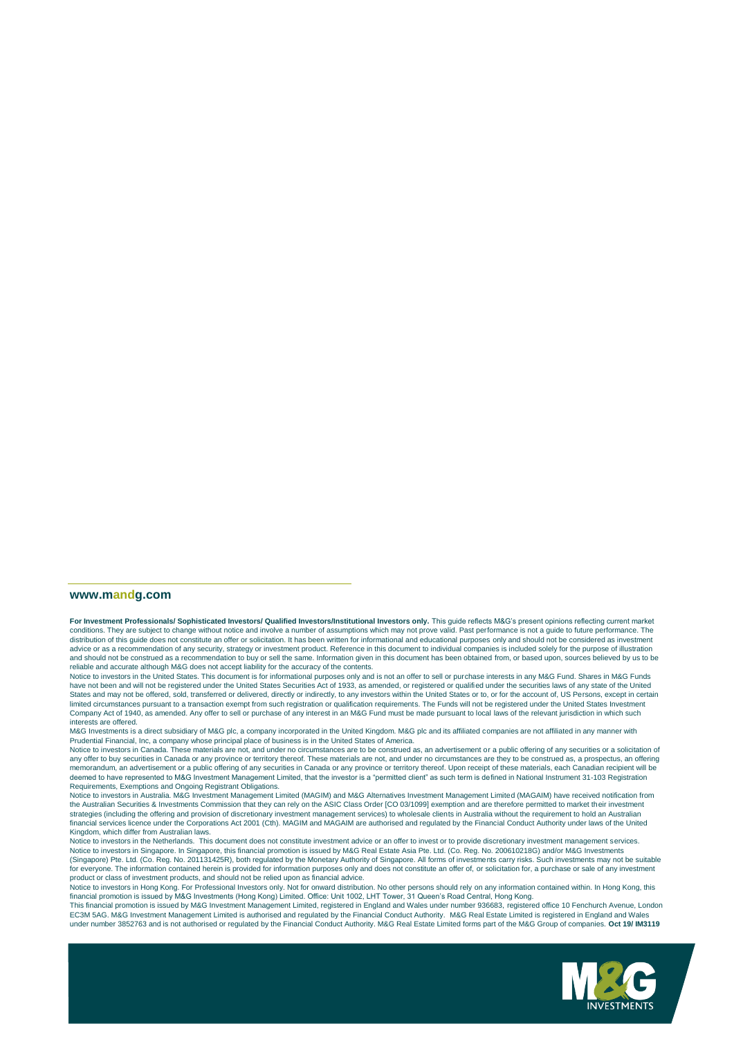**www.mandg.com**

**For Investment Professionals/ Sophisticated Investors/ Qualified Investors/Institutional Investors only.** This guide reflects M&G's present opinions reflecting current market conditions. They are subject to change without notice and involve a number of assumptions which may not prove valid. Past performance is not a guide to future performance. The distribution of this guide does not constitute an offer or solicitation. It has been written for informational and educational purposes only and should not be considered as investment advice or as a recommendation of any security, strategy or investment product. Reference in this document to individual companies is included solely for the purpose of illustration and should not be construed as a recommendation to buy or sell the same. Information given in this document has been obtained from, or based upon, sources believed by us to be reliable and accurate although M&G does not accept liability for the accuracy of the contents.

Notice to investors in the United States. This document is for informational purposes only and is not an offer to sell or purchase interests in any M&G Fund. Shares in M&G Funds have not been and will not be registered under the United States Securities Act of 1933, as amended, or registered or qualified under the securities laws of any state of the United States and may not be offered, sold, transferred or delivered, directly or indirectly, to any investors within the United States or to, or for the account of, US Persons, except in certain limited circumstances pursuant to a transaction exempt from such registration or qualification requirements. The Funds will not be registered under the United States Investment Company Act of 1940, as amended. Any offer to sell or purchase of any interest in an M&G Fund must be made pursuant to local laws of the relevant jurisdiction in which such interests are offered.

M&G Investments is a direct subsidiary of M&G plc, a company incorporated in the United Kingdom. M&G plc and its affiliated companies are not affiliated in any manner with Prudential Financial, Inc, a company whose principal place of business is in the United States of America.

Notice to investors in Canada. These materials are not, and under no circumstances are to be construed as, an advertisement or a public offering of any securities or a solicitation of any offer to buy securities in Canada or any province or territory thereof. These materials are not, and under no circumstances are they to be construed as, a prospectus, an offering memorandum, an advertisement or a public offering of any securities in Canada or any province or territory thereof. Upon receipt of these materials, each Canadian recipient will be deemed to have represented to M&G Investment Management Limited, that the investor is a "permitted client" as such term is defined in National Instrument 31-103 Registration Requirements, Exemptions and Ongoing Registrant Obligations.

Notice to investors in Australia. M&G Investment Management Limited (MAGIM) and M&G Alternatives Investment Management Limited (MAGAIM) have received notification from the Australian Securities & Investments Commission that they can rely on the ASIC Class Order [CO 03/1099] exemption and are therefore permitted to market their investment strategies (including the offering and provision of discretionary investment management services) to wholesale clients in Australia without the requirement to hold an Australian financial services licence under the Corporations Act 2001 (Cth). MAGIM and MAGAIM are authorised and regulated by the Financial Conduct Authority under laws of the United Kingdom, which differ from Australian laws.

Notice to investors in the Netherlands. This document does not constitute investment advice or an offer to invest or to provide discretionary investment management services.

Notice to investors in Singapore. In Singapore, this financial promotion is issued by M&G Real Estate Asia Pte. Ltd. (Co. Reg. No. 200610218G) and/or M&G Investments (Singapore) Pte. Ltd. (Co. Reg. No. 201131425R), both regulated by the Monetary Authority of Singapore. All forms of investments carry risks. Such investments may not be suitable for everyone. The information contained herein is provided for information purposes only and does not constitute an offer of, or solicitation for, a purchase or sale of any investment product or class of investment products, and should not be relied upon as financial advice.

Notice to investors in Hong Kong. For Professional Investors only. Not for onward distribution. No other persons should rely on any information contained within. In Hong Kong, this financial promotion is issued by M&G Investments (Hong Kong) Limited. Office: Unit 1002, LHT Tower, 31 Queen's Road Central, Hong Kong.

This financial promotion is issued by M&G Investment Management Limited, registered in England and Wales under number 936683, registered office 10 Fenchurch Avenue, London EC3M 5AG. M&G Investment Management Limited is authorised and regulated by the Financial Conduct Authority. M&G Real Estate Limited is registered in England and Wales under number 3852763 and is not authorised or regulated by the Financial Conduct Authority. M&G Real Estate Limited forms part of the M&G Group of companies. **Oct 19/ IM3119**

M&G INVESTMENTS